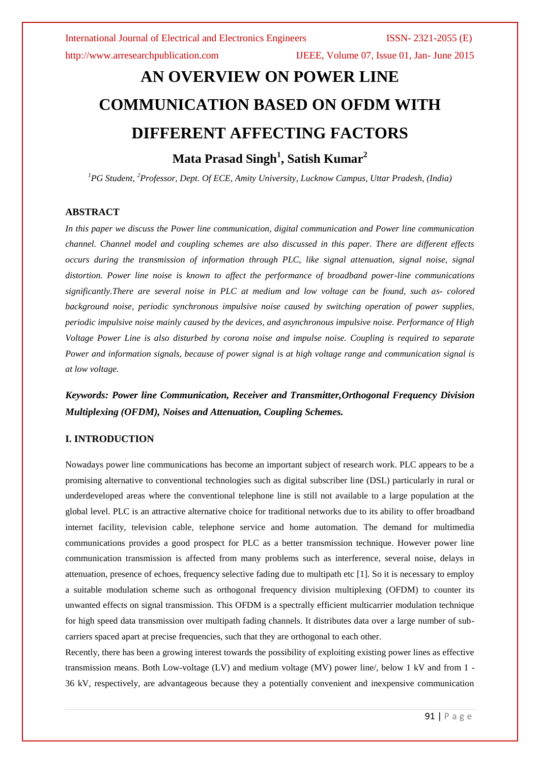# AN OVERVIEW ON POWER LINE COMMUNICATION BASED ON OFDM WITH DIFFERENT AFFECTING FACTORS

**Mata Prasad Singh[1], Satish Kumar[2]**

*[1]PG Student, [2]Professor, Dept. Of ECE, Amity University, Lucknow Campus, Uttar Pradesh, (India)*

## ABSTRACT

*In this paper we discuss the Power line communication, digital communication and Power line communication channel. Channel model and coupling schemes are also discussed in this paper. There are different effects occurs during the transmission of information through PLC, like signal attenuation, signal noise, signal distortion. Power line noise is known to affect the performance of broadband power-line communications significantly.There are several noise in PLC at medium and low voltage can be found, such as- colored background noise, periodic synchronous impulsive noise caused by switching operation of power supplies, periodic impulsive noise mainly caused by the devices, and asynchronous impulsive noise. Performance of High Voltage Power Line is also disturbed by corona noise and impulse noise. Coupling is required to separate Power and information signals, because of power signal is at high voltage range and communication signal is at low voltage.*

***Keywords: Power line Communication, Receiver and Transmitter,Orthogonal Frequency Division Multiplexing (OFDM), Noises and Attenuation, Coupling Schemes.***

## I. INTRODUCTION

Nowadays power line communications has become an important subject of research work. PLC appears to be a promising alternative to conventional technologies such as digital subscriber line (DSL) particularly in rural or underdeveloped areas where the conventional telephone line is still not available to a large population at the global level. PLC is an attractive alternative choice for traditional networks due to its ability to offer broadband internet facility, television cable, telephone service and home automation. The demand for multimedia communications provides a good prospect for PLC as a better transmission technique. However power line communication transmission is affected from many problems such as interference, several noise, delays in attenuation, presence of echoes, frequency selective fading due to multipath etc [1]. So it is necessary to employ a suitable modulation scheme such as orthogonal frequency division multiplexing (OFDM) to counter its unwanted effects on signal transmission. This OFDM is a spectrally efficient multicarrier modulation technique for high speed data transmission over multipath fading channels. It distributes data over a large number of sub-carriers spaced apart at precise frequencies, such that they are orthogonal to each other.

Recently, there has been a growing interest towards the possibility of exploiting existing power lines as effective transmission means. Both Low-voltage (LV) and medium voltage (MV) power line/, below 1 kV and from 1 - 36 kV, respectively, are advantageous because they a potentially convenient and inexpensive communication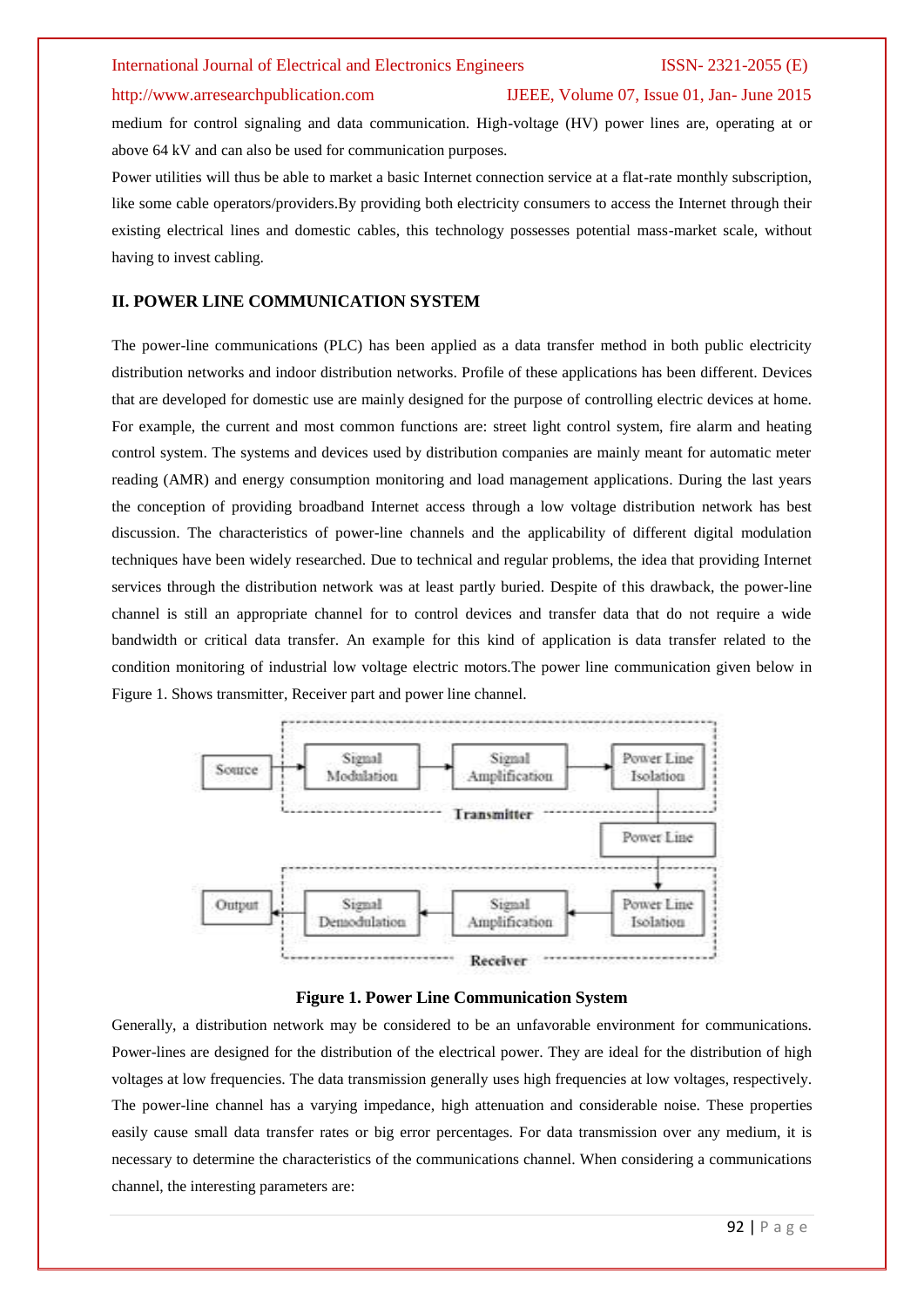medium for control signaling and data communication. High-voltage (HV) power lines are, operating at or above 64 kV and can also be used for communication purposes.

Power utilities will thus be able to market a basic Internet connection service at a flat-rate monthly subscription, like some cable operators/providers.By providing both electricity consumers to access the Internet through their existing electrical lines and domestic cables, this technology possesses potential mass-market scale, without having to invest cabling.

## II. POWER LINE COMMUNICATION SYSTEM

The power-line communications (PLC) has been applied as a data transfer method in both public electricity distribution networks and indoor distribution networks. Profile of these applications has been different. Devices that are developed for domestic use are mainly designed for the purpose of controlling electric devices at home. For example, the current and most common functions are: street light control system, fire alarm and heating control system. The systems and devices used by distribution companies are mainly meant for automatic meter reading (AMR) and energy consumption monitoring and load management applications. During the last years the conception of providing broadband Internet access through a low voltage distribution network has best discussion. The characteristics of power-line channels and the applicability of different digital modulation techniques have been widely researched. Due to technical and regular problems, the idea that providing Internet services through the distribution network was at least partly buried. Despite of this drawback, the power-line channel is still an appropriate channel for to control devices and transfer data that do not require a wide bandwidth or critical data transfer. An example for this kind of application is data transfer related to the condition monitoring of industrial low voltage electric motors.The power line communication given below in Figure 1. Shows transmitter, Receiver part and power line channel.

**Figure 1. Power Line Communication System**

Generally, a distribution network may be considered to be an unfavorable environment for communications. Power-lines are designed for the distribution of the electrical power. They are ideal for the distribution of high voltages at low frequencies. The data transmission generally uses high frequencies at low voltages, respectively. The power-line channel has a varying impedance, high attenuation and considerable noise. These properties easily cause small data transfer rates or big error percentages. For data transmission over any medium, it is necessary to determine the characteristics of the communications channel. When considering a communications channel, the interesting parameters are: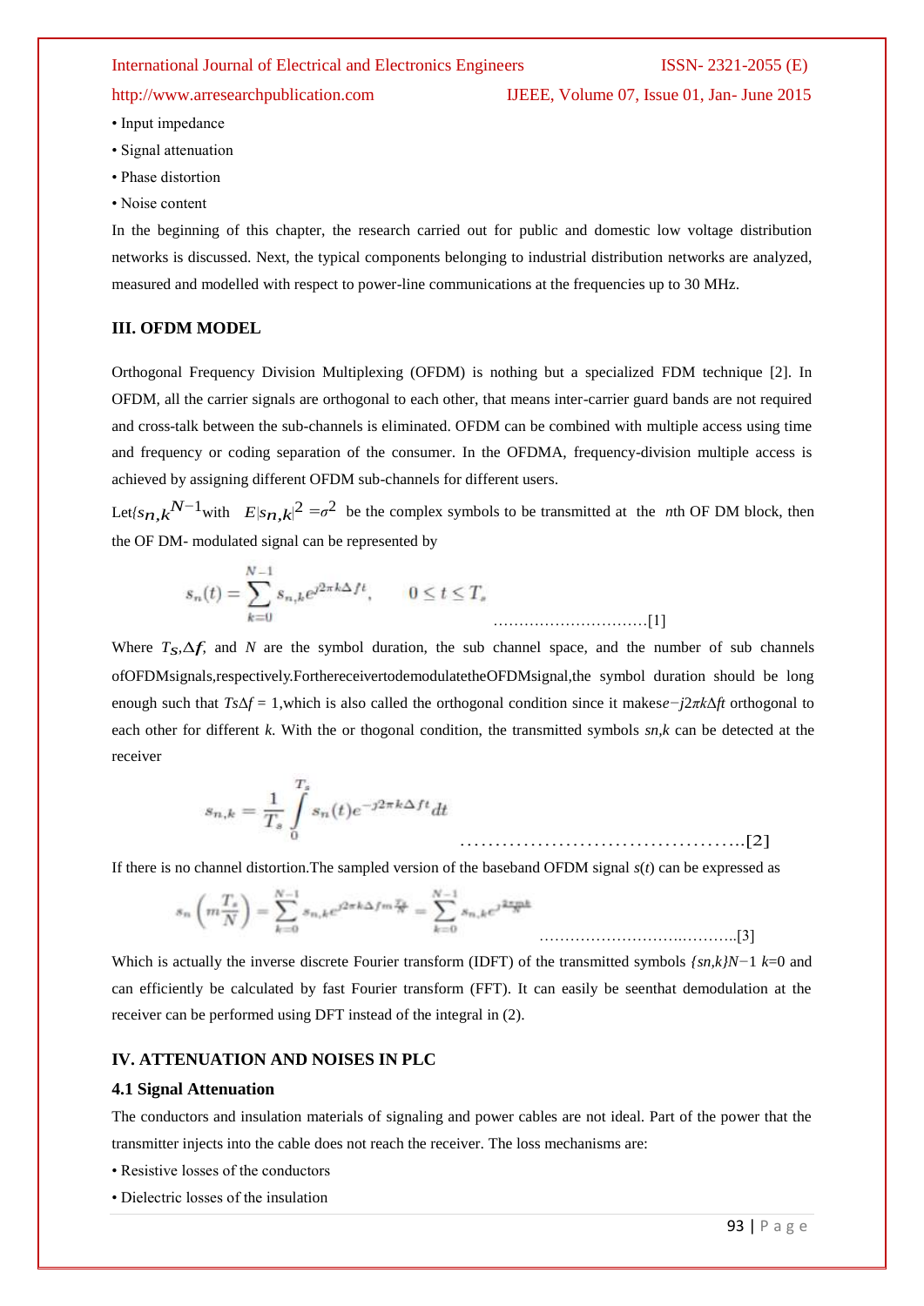- Input impedance
- Signal attenuation
- Phase distortion
- Noise content

In the beginning of this chapter, the research carried out for public and domestic low voltage distribution networks is discussed. Next, the typical components belonging to industrial distribution networks are analyzed, measured and modelled with respect to power-line communications at the frequencies up to 30 MHz.

### III. OFDM MODEL

Orthogonal Frequency Division Multiplexing (OFDM) is nothing but a specialized FDM technique [2]. In OFDM, all the carrier signals are orthogonal to each other, that means inter-carrier guard bands are not required and cross-talk between the sub-channels is eliminated. OFDM can be combined with multiple access using time and frequency or coding separation of the consumer. In the OFDMA, frequency-division multiple access is achieved by assigning different OFDM sub-channels for different users.

Let$\{s_{n,k}\}^{N-1}$with $E|s_{n,k}|^2 = \sigma^2$ be the complex symbols to be transmitted at the $n$th OF DM block, then the OF DM- modulated signal can be represented by

$$s_n(t) = \sum_{k=0}^{N-1} s_{n,k} e^{j2\pi k\Delta f t}, \qquad 0 \le t \le T_s \qquad \text{.............................[1]}$$

Where $T_S$,$\Delta f$, and $N$ are the symbol duration, the sub channel space, and the number of sub channels ofOFDMsignals,respectively.FortheretoceivertodemodulatetheOFDMsignal,the symbol duration should be long enough such that $T_s\Delta f = 1$,which is also called the orthogonal condition since it makes$e^{-j2\pi k\Delta ft}$ orthogonal to each other for different $k$. With the or thogonal condition, the transmitted symbols $s_{n,k}$ can be detected at the receiver

$$s_{n,k} = \frac{1}{T_s}\int_0^{T_s} s_n(t) e^{-j2\pi k\Delta f t} dt \qquad \text{........................................[2]}$$

If there is no channel distortion.The sampled version of the baseband OFDM signal $s(t)$ can be expressed as

$$s_n\left(m\frac{T_s}{N}\right) = \sum_{k=0}^{N-1} s_{n,k} e^{j2\pi k\Delta f m\frac{T_s}{N}} = \sum_{k=0}^{N-1} s_{n,k} e^{j\frac{2\pi mk}{N}} \qquad \text{....................................[3]}$$

Which is actually the inverse discrete Fourier transform (IDFT) of the transmitted symbols $\{s_{n,k}\}_{k=0}^{N-1}$ and can efficiently be calculated by fast Fourier transform (FFT). It can easily be seenthat demodulation at the receiver can be performed using DFT instead of the integral in (2).

### IV. ATTENUATION AND NOISES IN PLC

#### 4.1 Signal Attenuation

The conductors and insulation materials of signaling and power cables are not ideal. Part of the power that the transmitter injects into the cable does not reach the receiver. The loss mechanisms are:

- Resistive losses of the conductors
- Dielectric losses of the insulation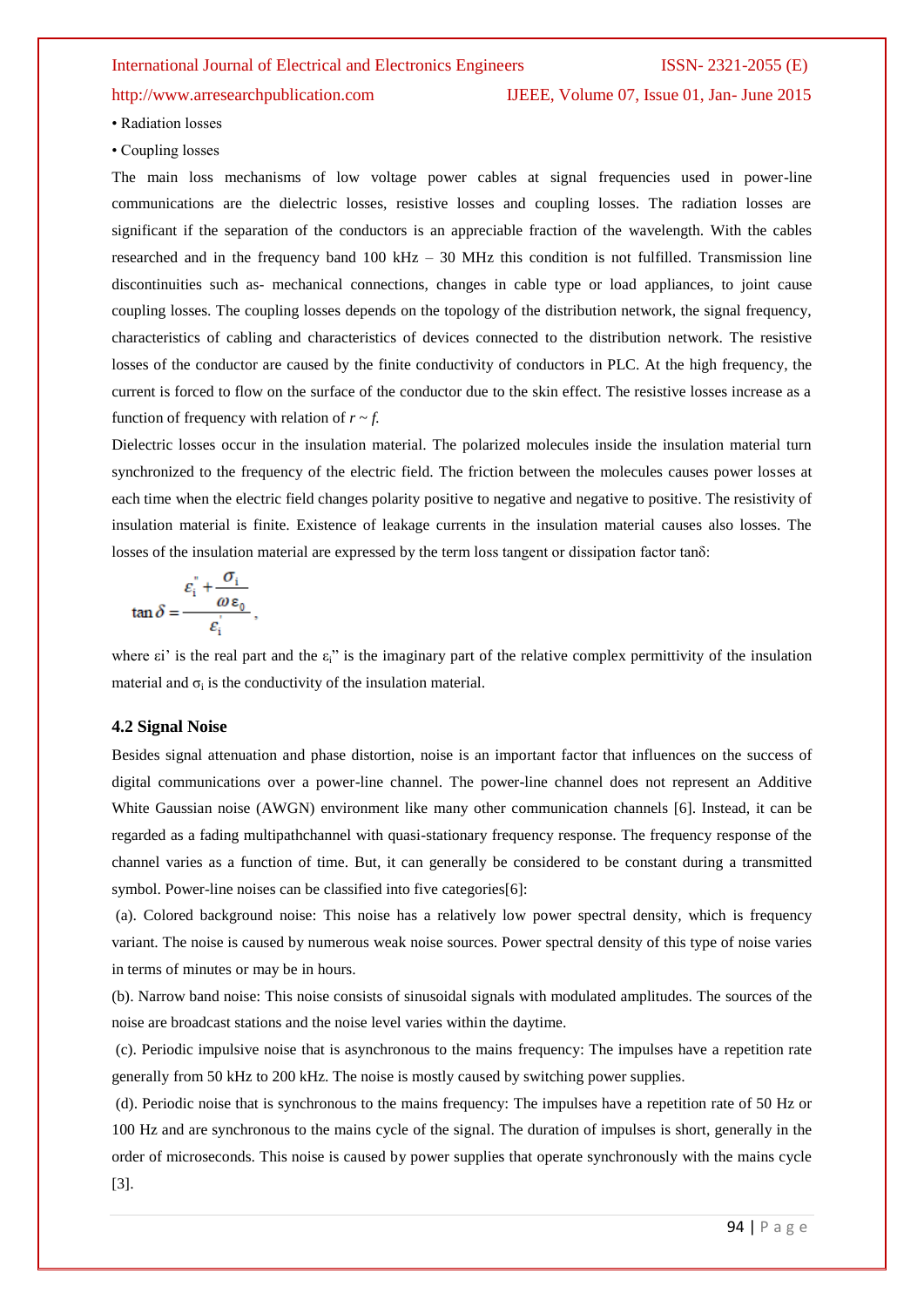• Radiation losses

• Coupling losses

The main loss mechanisms of low voltage power cables at signal frequencies used in power-line communications are the dielectric losses, resistive losses and coupling losses. The radiation losses are significant if the separation of the conductors is an appreciable fraction of the wavelength. With the cables researched and in the frequency band 100 kHz – 30 MHz this condition is not fulfilled. Transmission line discontinuities such as- mechanical connections, changes in cable type or load appliances, to joint cause coupling losses. The coupling losses depends on the topology of the distribution network, the signal frequency, characteristics of cabling and characteristics of devices connected to the distribution network. The resistive losses of the conductor are caused by the finite conductivity of conductors in PLC. At the high frequency, the current is forced to flow on the surface of the conductor due to the skin effect. The resistive losses increase as a function of frequency with relation of $r \sim f$.

Dielectric losses occur in the insulation material. The polarized molecules inside the insulation material turn synchronized to the frequency of the electric field. The friction between the molecules causes power losses at each time when the electric field changes polarity positive to negative and negative to positive. The resistivity of insulation material is finite. Existence of leakage currents in the insulation material causes also losses. The losses of the insulation material are expressed by the term loss tangent or dissipation factor tanδ:

$$\tan\delta = \frac{\varepsilon_i'' + \dfrac{\sigma_i}{\omega\varepsilon_0}}{\varepsilon_i'},$$

where $\varepsilon_i'$ is the real part and the $\varepsilon_i''$ is the imaginary part of the relative complex permittivity of the insulation material and $\sigma_i$ is the conductivity of the insulation material.

### 4.2 Signal Noise

Besides signal attenuation and phase distortion, noise is an important factor that influences on the success of digital communications over a power-line channel. The power-line channel does not represent an Additive White Gaussian noise (AWGN) environment like many other communication channels [6]. Instead, it can be regarded as a fading multipathchannel with quasi-stationary frequency response. The frequency response of the channel varies as a function of time. But, it can generally be considered to be constant during a transmitted symbol. Power-line noises can be classified into five categories[6]:

(a). Colored background noise: This noise has a relatively low power spectral density, which is frequency variant. The noise is caused by numerous weak noise sources. Power spectral density of this type of noise varies in terms of minutes or may be in hours.

(b). Narrow band noise: This noise consists of sinusoidal signals with modulated amplitudes. The sources of the noise are broadcast stations and the noise level varies within the daytime.

(c). Periodic impulsive noise that is asynchronous to the mains frequency: The impulses have a repetition rate generally from 50 kHz to 200 kHz. The noise is mostly caused by switching power supplies.

(d). Periodic noise that is synchronous to the mains frequency: The impulses have a repetition rate of 50 Hz or 100 Hz and are synchronous to the mains cycle of the signal. The duration of impulses is short, generally in the order of microseconds. This noise is caused by power supplies that operate synchronously with the mains cycle [3].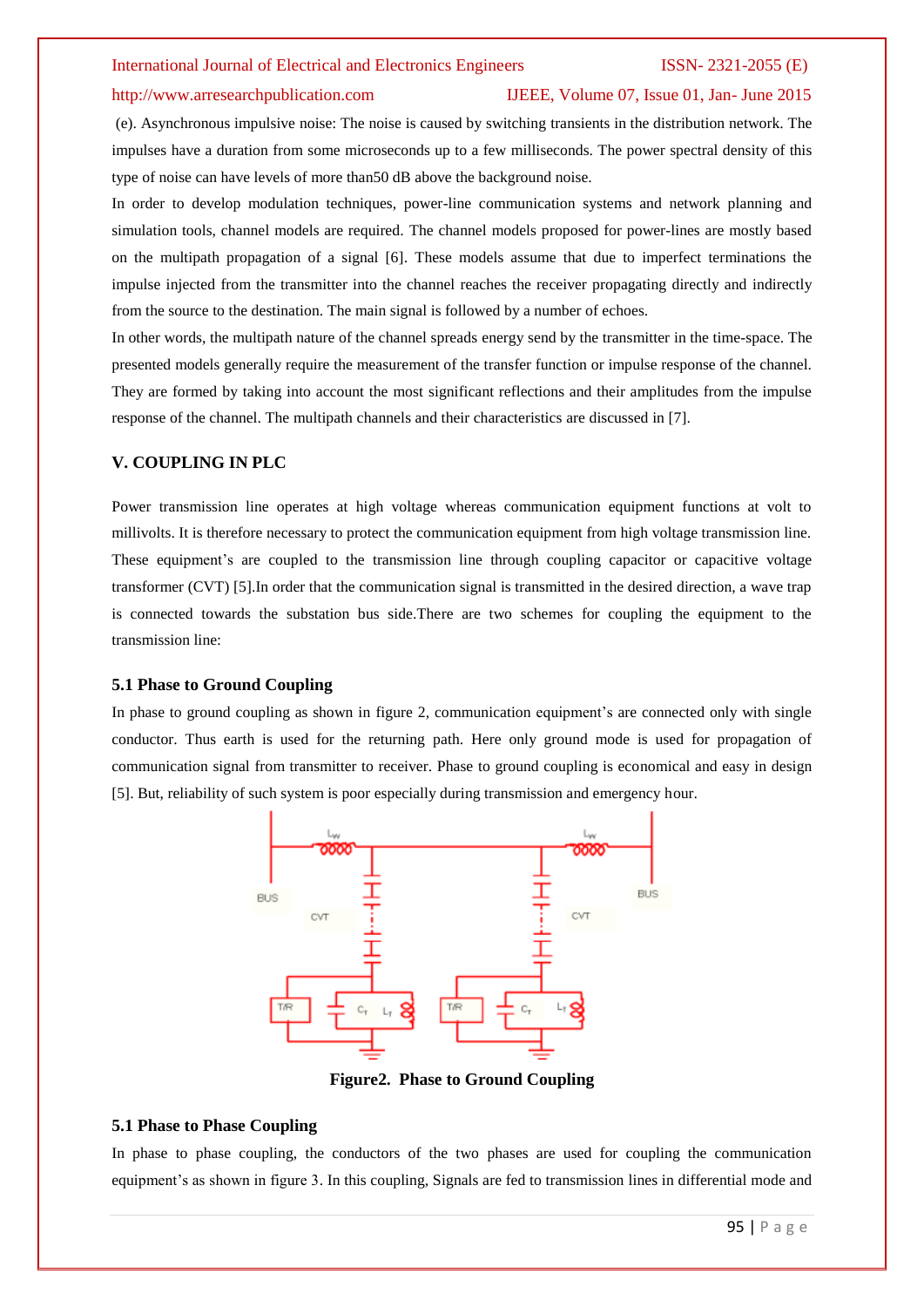(e). Asynchronous impulsive noise: The noise is caused by switching transients in the distribution network. The impulses have a duration from some microseconds up to a few milliseconds. The power spectral density of this type of noise can have levels of more than50 dB above the background noise.

In order to develop modulation techniques, power-line communication systems and network planning and simulation tools, channel models are required. The channel models proposed for power-lines are mostly based on the multipath propagation of a signal [6]. These models assume that due to imperfect terminations the impulse injected from the transmitter into the channel reaches the receiver propagating directly and indirectly from the source to the destination. The main signal is followed by a number of echoes.

In other words, the multipath nature of the channel spreads energy send by the transmitter in the time-space. The presented models generally require the measurement of the transfer function or impulse response of the channel. They are formed by taking into account the most significant reflections and their amplitudes from the impulse response of the channel. The multipath channels and their characteristics are discussed in [7].

## V. COUPLING IN PLC

Power transmission line operates at high voltage whereas communication equipment functions at volt to millivolts. It is therefore necessary to protect the communication equipment from high voltage transmission line. These equipment's are coupled to the transmission line through coupling capacitor or capacitive voltage transformer (CVT) [5].In order that the communication signal is transmitted in the desired direction, a wave trap is connected towards the substation bus side.There are two schemes for coupling the equipment to the transmission line:

### 5.1 Phase to Ground Coupling

In phase to ground coupling as shown in figure 2, communication equipment's are connected only with single conductor. Thus earth is used for the returning path. Here only ground mode is used for propagation of communication signal from transmitter to receiver. Phase to ground coupling is economical and easy in design [5]. But, reliability of such system is poor especially during transmission and emergency hour.

**Figure2. Phase to Ground Coupling**

### 5.1 Phase to Phase Coupling

In phase to phase coupling, the conductors of the two phases are used for coupling the communication equipment's as shown in figure 3. In this coupling, Signals are fed to transmission lines in differential mode and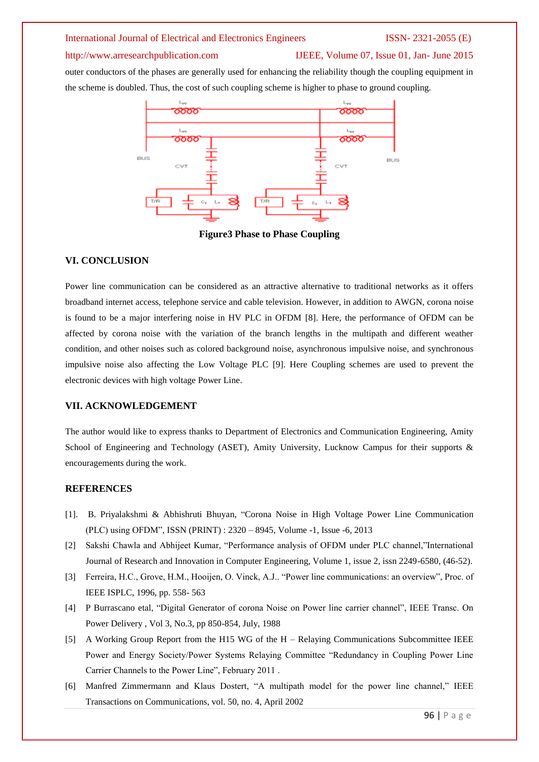outer conductors of the phases are generally used for enhancing the reliability though the coupling equipment in the scheme is doubled. Thus, the cost of such coupling scheme is higher to phase to ground coupling.

**Figure3 Phase to Phase Coupling**

## VI. CONCLUSION

Power line communication can be considered as an attractive alternative to traditional networks as it offers broadband internet access, telephone service and cable television. However, in addition to AWGN, corona noise is found to be a major interfering noise in HV PLC in OFDM [8]. Here, the performance of OFDM can be affected by corona noise with the variation of the branch lengths in the multipath and different weather condition, and other noises such as colored background noise, asynchronous impulsive noise, and synchronous impulsive noise also affecting the Low Voltage PLC [9]. Here Coupling schemes are used to prevent the electronic devices with high voltage Power Line.

## VII. ACKNOWLEDGEMENT

The author would like to express thanks to Department of Electronics and Communication Engineering, Amity School of Engineering and Technology (ASET), Amity University, Lucknow Campus for their supports & encouragements during the work.

## REFERENCES

[1]. B. Priyalakshmi & Abhishruti Bhuyan, "Corona Noise in High Voltage Power Line Communication (PLC) using OFDM", ISSN (PRINT) : 2320 – 8945, Volume -1, Issue -6, 2013

[2] Sakshi Chawla and Abhijeet Kumar, "Performance analysis of OFDM under PLC channel,"International Journal of Research and Innovation in Computer Engineering, Volume 1, issue 2, issn 2249-6580, (46-52).

[3] Ferreira, H.C., Grove, H.M., Hooijen, O. Vinck, A.J.. "Power line communications: an overview", Proc. of IEEE ISPLC, 1996, pp. 558- 563

[4] P Burrascano etal, "Digital Generator of corona Noise on Power line carrier channel", IEEE Transc. On Power Delivery , Vol 3, No.3, pp 850-854, July, 1988

[5] A Working Group Report from the H15 WG of the H – Relaying Communications Subcommittee IEEE Power and Energy Society/Power Systems Relaying Committee "Redundancy in Coupling Power Line Carrier Channels to the Power Line", February 2011 .

[6] Manfred Zimmermann and Klaus Dostert, "A multipath model for the power line channel," IEEE Transactions on Communications, vol. 50, no. 4, April 2002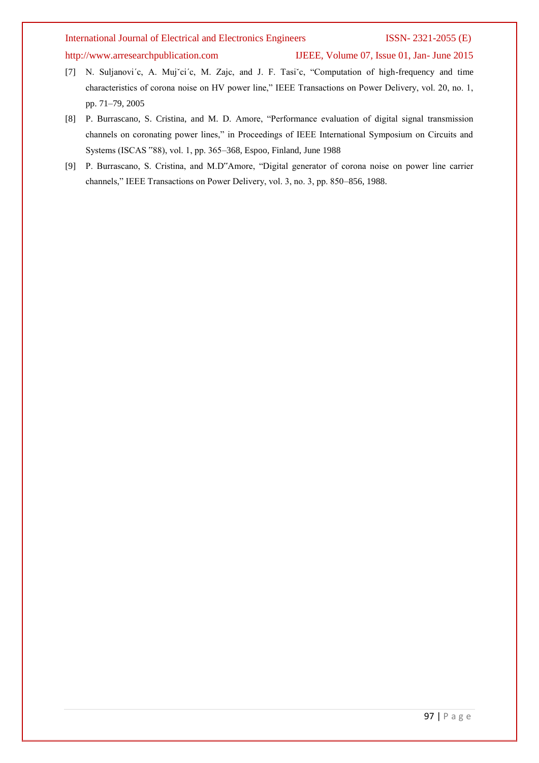[7] N. Suljanovi´c, A. Mujˇci´c, M. Zajc, and J. F. Tasiˇc, "Computation of high-frequency and time characteristics of corona noise on HV power line," IEEE Transactions on Power Delivery, vol. 20, no. 1, pp. 71–79, 2005

[8] P. Burrascano, S. Cristina, and M. D. Amore, "Performance evaluation of digital signal transmission channels on coronating power lines," in Proceedings of IEEE International Symposium on Circuits and Systems (ISCAS ‟88), vol. 1, pp. 365–368, Espoo, Finland, June 1988

[9] P. Burrascano, S. Cristina, and M.D‟Amore, "Digital generator of corona noise on power line carrier channels," IEEE Transactions on Power Delivery, vol. 3, no. 3, pp. 850–856, 1988.